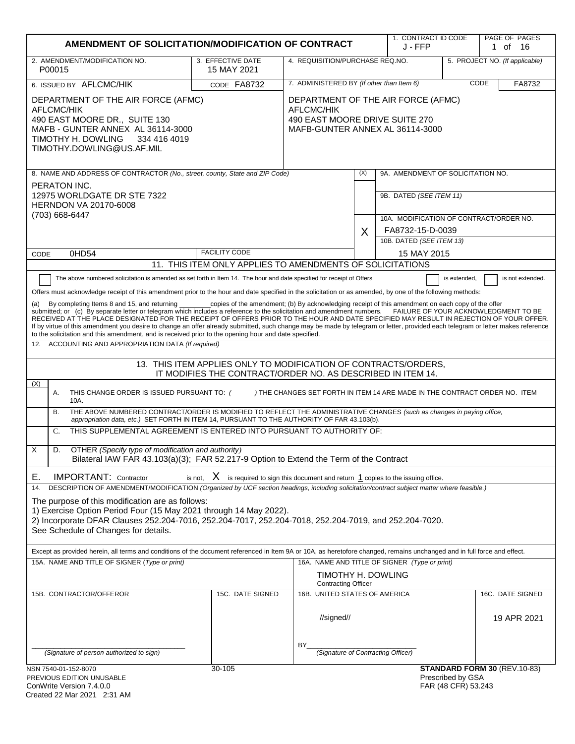# AMENDMENT OF SOLICITATION/MODIFICATION OF CONTRACT

| 1. CONTRACT ID CODE | PAGE OF PAGES |
| --- | --- |
| J - FFP | 1 of 16 |

| 2. AMENDMENT/MODIFICATION NO. | 3. EFFECTIVE DATE | 4. REQUISITION/PURCHASE REQ.NO. | 5. PROJECT NO. (If applicable) |
| --- | --- | --- | --- |
| P00015 | 15 MAY 2021 | | |

| 6. ISSUED BY AFLCMC/HIK CODE FA8732 | 7. ADMINISTERED BY (If other than Item 6) CODE FA8732 |
| --- | --- |
| DEPARTMENT OF THE AIR FORCE (AFMC)<br>AFLCMC/HIK<br>490 EAST MOORE DR., SUITE 130<br>MAFB - GUNTER ANNEX AL 36114-3000<br>TIMOTHY H. DOWLING 334 416 4019<br>TIMOTHY.DOWLING@US.AF.MIL | DEPARTMENT OF THE AIR FORCE (AFMC)<br>AFLCMC/HIK<br>490 EAST MOORE DRIVE SUITE 270<br>MAFB-GUNTER ANNEX AL 36114-3000 |

**8. NAME AND ADDRESS OF CONTRACTOR** (No., street, county, State and ZIP Code)

PERATON INC.
12975 WORLDGATE DR STE 7322
HERNDON VA 20170-6008
(703) 668-6447

CODE 0HD54 FACILITY CODE

| (X) | |
| --- | --- |
| | 9A. AMENDMENT OF SOLICITATION NO. |
| | 9B. DATED (SEE ITEM 11) |
| X | 10A. MODIFICATION OF CONTRACT/ORDER NO.<br>FA8732-15-D-0039 |
| | 10B. DATED (SEE ITEM 13)<br>15 MAY 2015 |

## 11. THIS ITEM ONLY APPLIES TO AMENDMENTS OF SOLICITATIONS

☐ The above numbered solicitation is amended as set forth in Item 14. The hour and date specified for receipt of Offers ☐ is extended, ☐ is not extended.

Offers must acknowledge receipt of this amendment prior to the hour and date specified in the solicitation or as amended, by one of the following methods:

(a) By completing Items 8 and 15, and returning ________copies of the amendment; (b) By acknowledging receipt of this amendment on each copy of the offer submitted; or (c) By separate letter or telegram which includes a reference to the solicitation and amendment numbers. FAILURE OF YOUR ACKNOWLEDGMENT TO BE RECEIVED AT THE PLACE DESIGNATED FOR THE RECEIPT OF OFFERS PRIOR TO THE HOUR AND DATE SPECIFIED MAY RESULT IN REJECTION OF YOUR OFFER. If by virtue of this amendment you desire to change an offer already submitted, such change may be made by telegram or letter, provided each telegram or letter makes reference to the solicitation and this amendment, and is received prior to the opening hour and date specified.

12. ACCOUNTING AND APPROPRIATION DATA (If required)

## 13. THIS ITEM APPLIES ONLY TO MODIFICATION OF CONTRACTS/ORDERS, IT MODIFIES THE CONTRACT/ORDER NO. AS DESCRIBED IN ITEM 14.

| (X) | | |
| --- | --- | --- |
| | A. | THIS CHANGE ORDER IS ISSUED PURSUANT TO: ( ) THE CHANGES SET FORTH IN ITEM 14 ARE MADE IN THE CONTRACT ORDER NO. ITEM 10A. |
| | B. | THE ABOVE NUMBERED CONTRACT/ORDER IS MODIFIED TO REFLECT THE ADMINISTRATIVE CHANGES (such as changes in paying office, appropriation data, etc.) SET FORTH IN ITEM 14, PURSUANT TO THE AUTHORITY OF FAR 43.103(b). |
| | C. | THIS SUPPLEMENTAL AGREEMENT IS ENTERED INTO PURSUANT TO AUTHORITY OF: |
| X | D. | OTHER (Specify type of modification and authority)<br>Bilateral IAW FAR 43.103(a)(3); FAR 52.217-9 Option to Extend the Term of the Contract |

E. IMPORTANT: Contractor is not, X is required to sign this document and return 1 copies to the issuing office.

14. DESCRIPTION OF AMENDMENT/MODIFICATION (Organized by UCF section headings, including solicitation/contract subject matter where feasible.)

The purpose of this modification are as follows:
1) Exercise Option Period Four (15 May 2021 through 14 May 2022).
2) Incorporate DFAR Clauses 252.204-7016, 252.204-7017, 252.204-7018, 252.204-7019, and 252.204-7020.
See Schedule of Changes for details.

Except as provided herein, all terms and conditions of the document referenced in Item 9A or 10A, as heretofore changed, remains unchanged and in full force and effect.

| 15A. NAME AND TITLE OF SIGNER (Type or print) | | 16A. NAME AND TITLE OF SIGNER (Type or print) | |
| --- | --- | --- | --- |
| | | TIMOTHY H. DOWLING<br>Contracting Officer | |
| 15B. CONTRACTOR/OFFEROR | 15C. DATE SIGNED | 16B. UNITED STATES OF AMERICA | 16C. DATE SIGNED |
| ______________________<br>(Signature of person authorized to sign) | | //signed//<br>BY______________________<br>(Signature of Contracting Officer) | 19 APR 2021 |

NSN 7540-01-152-8070
PREVIOUS EDITION UNUSABLE
ConWrite Version 7.4.0.0
Created 22 Mar 2021 2:31 AM

30-105

**STANDARD FORM 30** (REV.10-83)
Prescribed by GSA
FAR (48 CFR) 53.243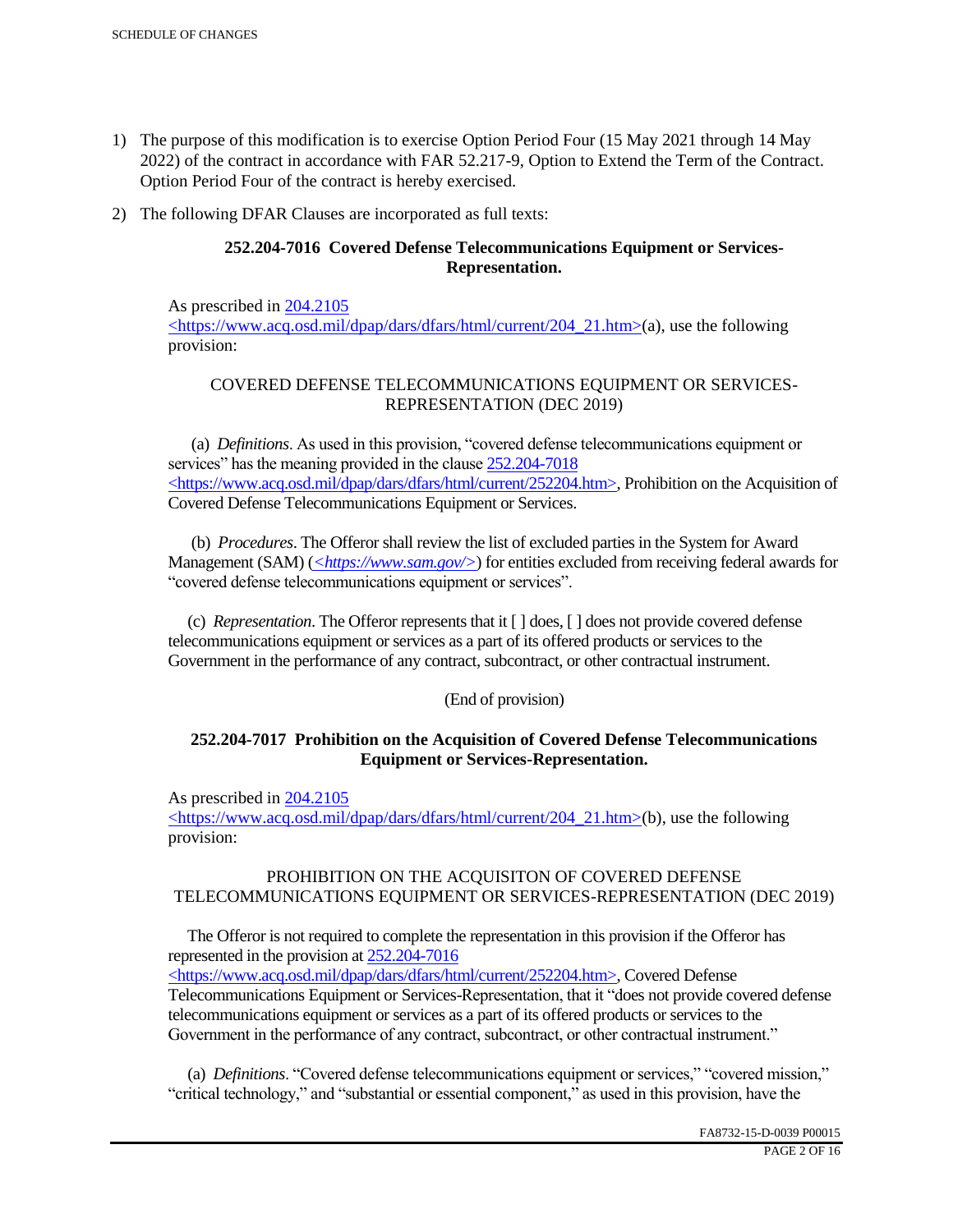1) The purpose of this modification is to exercise Option Period Four (15 May 2021 through 14 May 2022) of the contract in accordance with FAR 52.217-9, Option to Extend the Term of the Contract. Option Period Four of the contract is hereby exercised.

2) The following DFAR Clauses are incorporated as full texts:

**252.204-7016 Covered Defense Telecommunications Equipment or Services-Representation.**

As prescribed in 204.2105 <https://www.acq.osd.mil/dpap/dars/dfars/html/current/204_21.htm>(a), use the following provision:

COVERED DEFENSE TELECOMMUNICATIONS EQUIPMENT OR SERVICES-REPRESENTATION (DEC 2019)

(a) *Definitions*. As used in this provision, "covered defense telecommunications equipment or services" has the meaning provided in the clause 252.204-7018 <https://www.acq.osd.mil/dpap/dars/dfars/html/current/252204.htm>, Prohibition on the Acquisition of Covered Defense Telecommunications Equipment or Services.

(b) *Procedures*. The Offeror shall review the list of excluded parties in the System for Award Management (SAM) (*<https://www.sam.gov/>*) for entities excluded from receiving federal awards for "covered defense telecommunications equipment or services".

(c) *Representation*. The Offeror represents that it [ ] does, [ ] does not provide covered defense telecommunications equipment or services as a part of its offered products or services to the Government in the performance of any contract, subcontract, or other contractual instrument.

(End of provision)

**252.204-7017 Prohibition on the Acquisition of Covered Defense Telecommunications Equipment or Services-Representation.**

As prescribed in 204.2105 <https://www.acq.osd.mil/dpap/dars/dfars/html/current/204_21.htm>(b), use the following provision:

PROHIBITION ON THE ACQUISITON OF COVERED DEFENSE TELECOMMUNICATIONS EQUIPMENT OR SERVICES-REPRESENTATION (DEC 2019)

The Offeror is not required to complete the representation in this provision if the Offeror has represented in the provision at 252.204-7016 <https://www.acq.osd.mil/dpap/dars/dfars/html/current/252204.htm>, Covered Defense Telecommunications Equipment or Services-Representation, that it "does not provide covered defense telecommunications equipment or services as a part of its offered products or services to the Government in the performance of any contract, subcontract, or other contractual instrument."

(a) *Definitions*. "Covered defense telecommunications equipment or services," "covered mission," "critical technology," and "substantial or essential component," as used in this provision, have the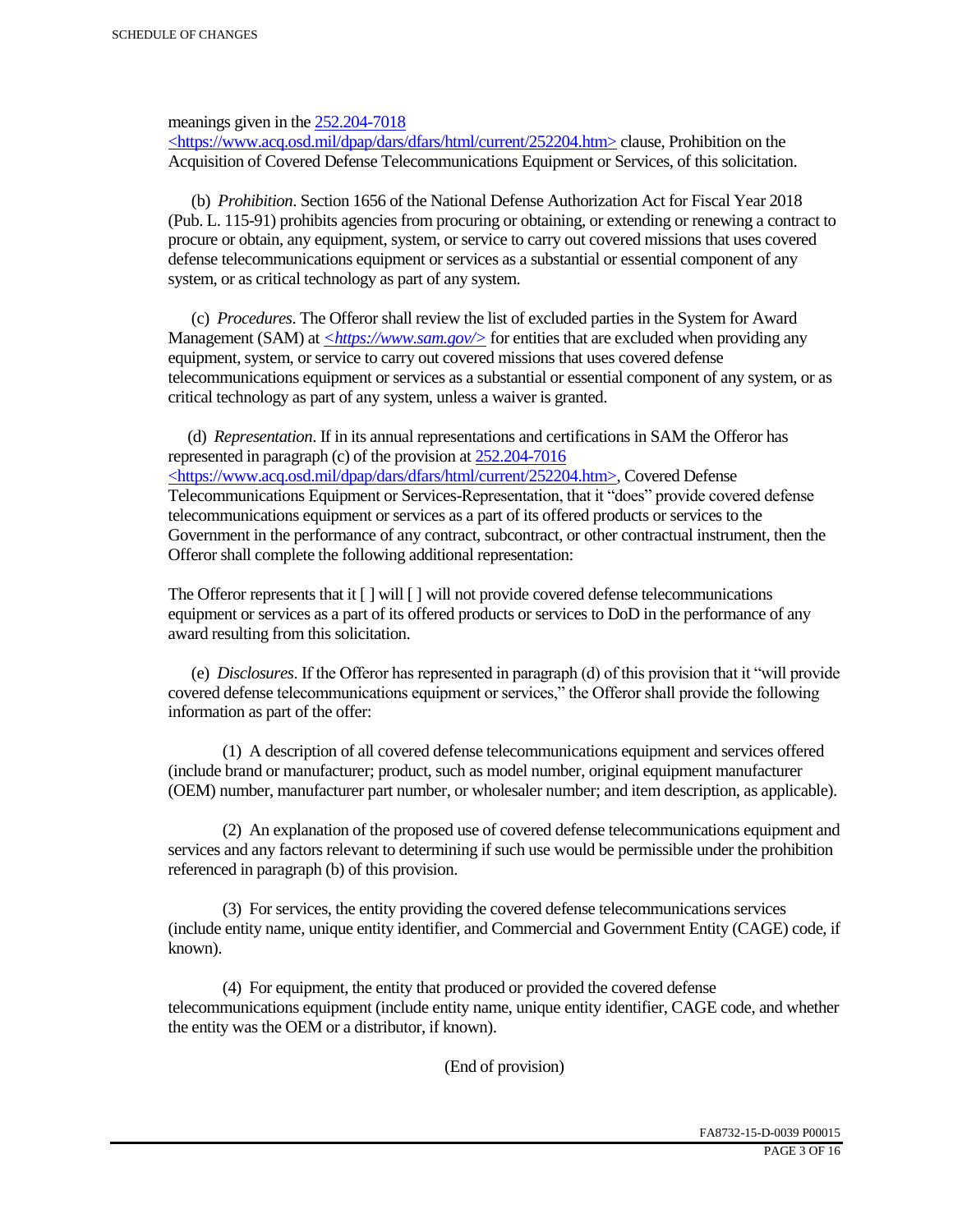meanings given in the [252.204-7018 <https://www.acq.osd.mil/dpap/dars/dfars/html/current/252204.htm>](https://www.acq.osd.mil/dpap/dars/dfars/html/current/252204.htm) clause, Prohibition on the Acquisition of Covered Defense Telecommunications Equipment or Services, of this solicitation.

(b) *Prohibition*. Section 1656 of the National Defense Authorization Act for Fiscal Year 2018 (Pub. L. 115-91) prohibits agencies from procuring or obtaining, or extending or renewing a contract to procure or obtain, any equipment, system, or service to carry out covered missions that uses covered defense telecommunications equipment or services as a substantial or essential component of any system, or as critical technology as part of any system.

(c) *Procedures*. The Offeror shall review the list of excluded parties in the System for Award Management (SAM) at [*<https://www.sam.gov/>*](https://www.sam.gov/) for entities that are excluded when providing any equipment, system, or service to carry out covered missions that uses covered defense telecommunications equipment or services as a substantial or essential component of any system, or as critical technology as part of any system, unless a waiver is granted.

(d) *Representation*. If in its annual representations and certifications in SAM the Offeror has represented in paragraph (c) of the provision at [252.204-7016 <https://www.acq.osd.mil/dpap/dars/dfars/html/current/252204.htm>](https://www.acq.osd.mil/dpap/dars/dfars/html/current/252204.htm), Covered Defense Telecommunications Equipment or Services-Representation, that it "does" provide covered defense telecommunications equipment or services as a part of its offered products or services to the Government in the performance of any contract, subcontract, or other contractual instrument, then the Offeror shall complete the following additional representation:

The Offeror represents that it [ ] will [ ] will not provide covered defense telecommunications equipment or services as a part of its offered products or services to DoD in the performance of any award resulting from this solicitation.

(e) *Disclosures*. If the Offeror has represented in paragraph (d) of this provision that it "will provide covered defense telecommunications equipment or services," the Offeror shall provide the following information as part of the offer:

(1) A description of all covered defense telecommunications equipment and services offered (include brand or manufacturer; product, such as model number, original equipment manufacturer (OEM) number, manufacturer part number, or wholesaler number; and item description, as applicable).

(2) An explanation of the proposed use of covered defense telecommunications equipment and services and any factors relevant to determining if such use would be permissible under the prohibition referenced in paragraph (b) of this provision.

(3) For services, the entity providing the covered defense telecommunications services (include entity name, unique entity identifier, and Commercial and Government Entity (CAGE) code, if known).

(4) For equipment, the entity that produced or provided the covered defense telecommunications equipment (include entity name, unique entity identifier, CAGE code, and whether the entity was the OEM or a distributor, if known).

(End of provision)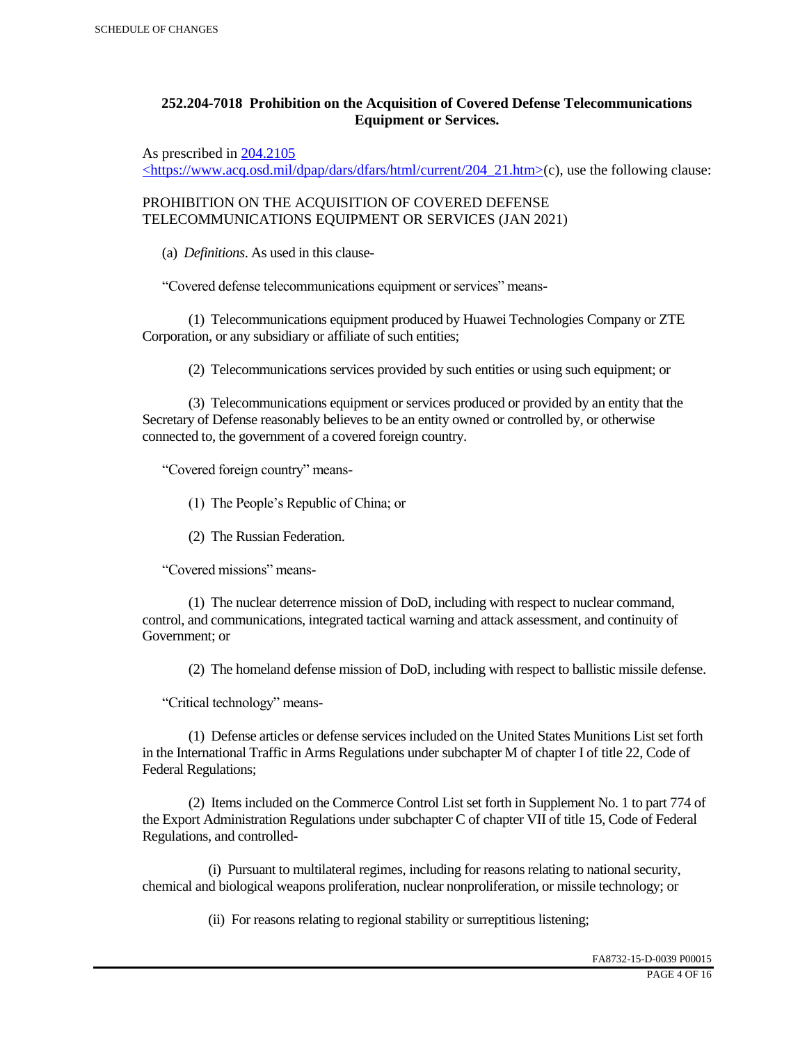### 252.204-7018 Prohibition on the Acquisition of Covered Defense Telecommunications Equipment or Services.

As prescribed in [204.2105 <https://www.acq.osd.mil/dpap/dars/dfars/html/current/204_21.htm>](https://www.acq.osd.mil/dpap/dars/dfars/html/current/204_21.htm)(c), use the following clause:

PROHIBITION ON THE ACQUISITION OF COVERED DEFENSE TELECOMMUNICATIONS EQUIPMENT OR SERVICES (JAN 2021)

(a) *Definitions*. As used in this clause-

"Covered defense telecommunications equipment or services" means-

(1) Telecommunications equipment produced by Huawei Technologies Company or ZTE Corporation, or any subsidiary or affiliate of such entities;

(2) Telecommunications services provided by such entities or using such equipment; or

(3) Telecommunications equipment or services produced or provided by an entity that the Secretary of Defense reasonably believes to be an entity owned or controlled by, or otherwise connected to, the government of a covered foreign country.

"Covered foreign country" means-

(1) The People's Republic of China; or

(2) The Russian Federation.

"Covered missions" means-

(1) The nuclear deterrence mission of DoD, including with respect to nuclear command, control, and communications, integrated tactical warning and attack assessment, and continuity of Government; or

(2) The homeland defense mission of DoD, including with respect to ballistic missile defense.

"Critical technology" means-

(1) Defense articles or defense services included on the United States Munitions List set forth in the International Traffic in Arms Regulations under subchapter M of chapter I of title 22, Code of Federal Regulations;

(2) Items included on the Commerce Control List set forth in Supplement No. 1 to part 774 of the Export Administration Regulations under subchapter C of chapter VII of title 15, Code of Federal Regulations, and controlled-

(i) Pursuant to multilateral regimes, including for reasons relating to national security, chemical and biological weapons proliferation, nuclear nonproliferation, or missile technology; or

(ii) For reasons relating to regional stability or surreptitious listening;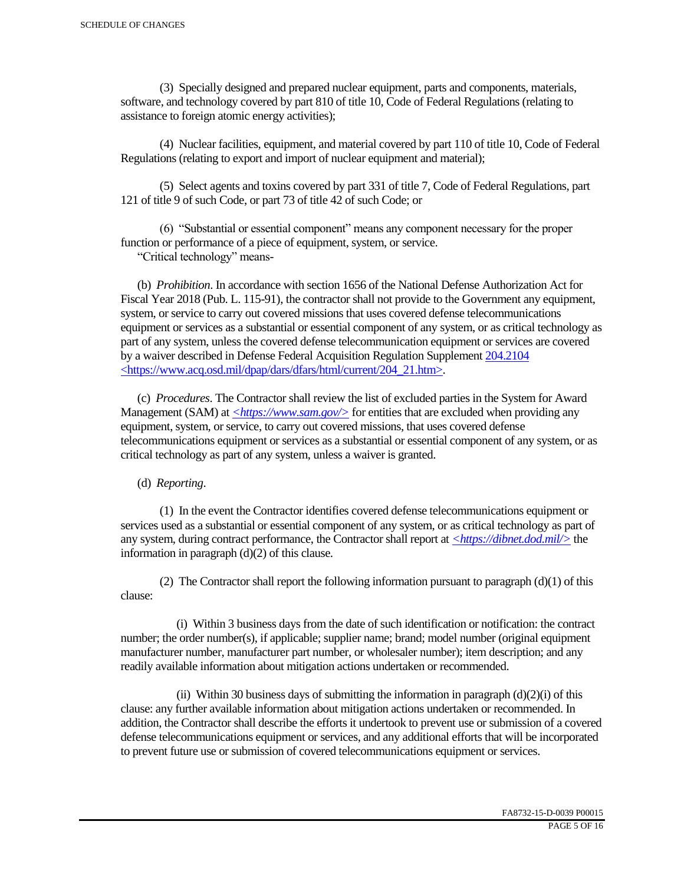(3) Specially designed and prepared nuclear equipment, parts and components, materials, software, and technology covered by part 810 of title 10, Code of Federal Regulations (relating to assistance to foreign atomic energy activities);

(4) Nuclear facilities, equipment, and material covered by part 110 of title 10, Code of Federal Regulations (relating to export and import of nuclear equipment and material);

(5) Select agents and toxins covered by part 331 of title 7, Code of Federal Regulations, part 121 of title 9 of such Code, or part 73 of title 42 of such Code; or

(6) "Substantial or essential component" means any component necessary for the proper function or performance of a piece of equipment, system, or service.

"Critical technology" means-

(b) *Prohibition*. In accordance with section 1656 of the National Defense Authorization Act for Fiscal Year 2018 (Pub. L. 115-91), the contractor shall not provide to the Government any equipment, system, or service to carry out covered missions that uses covered defense telecommunications equipment or services as a substantial or essential component of any system, or as critical technology as part of any system, unless the covered defense telecommunication equipment or services are covered by a waiver described in Defense Federal Acquisition Regulation Supplement [204.2104](https://www.acq.osd.mil/dpap/dars/dfars/html/current/204_21.htm) <https://www.acq.osd.mil/dpap/dars/dfars/html/current/204_21.htm>.

(c) *Procedures*. The Contractor shall review the list of excluded parties in the System for Award Management (SAM) at *<https://www.sam.gov/>* for entities that are excluded when providing any equipment, system, or service, to carry out covered missions, that uses covered defense telecommunications equipment or services as a substantial or essential component of any system, or as critical technology as part of any system, unless a waiver is granted.

(d) *Reporting*.

(1) In the event the Contractor identifies covered defense telecommunications equipment or services used as a substantial or essential component of any system, or as critical technology as part of any system, during contract performance, the Contractor shall report at *<https://dibnet.dod.mil/>* the information in paragraph (d)(2) of this clause.

(2) The Contractor shall report the following information pursuant to paragraph (d)(1) of this clause:

(i) Within 3 business days from the date of such identification or notification: the contract number; the order number(s), if applicable; supplier name; brand; model number (original equipment manufacturer number, manufacturer part number, or wholesaler number); item description; and any readily available information about mitigation actions undertaken or recommended.

(ii) Within 30 business days of submitting the information in paragraph (d)(2)(i) of this clause: any further available information about mitigation actions undertaken or recommended. In addition, the Contractor shall describe the efforts it undertook to prevent use or submission of a covered defense telecommunications equipment or services, and any additional efforts that will be incorporated to prevent future use or submission of covered telecommunications equipment or services.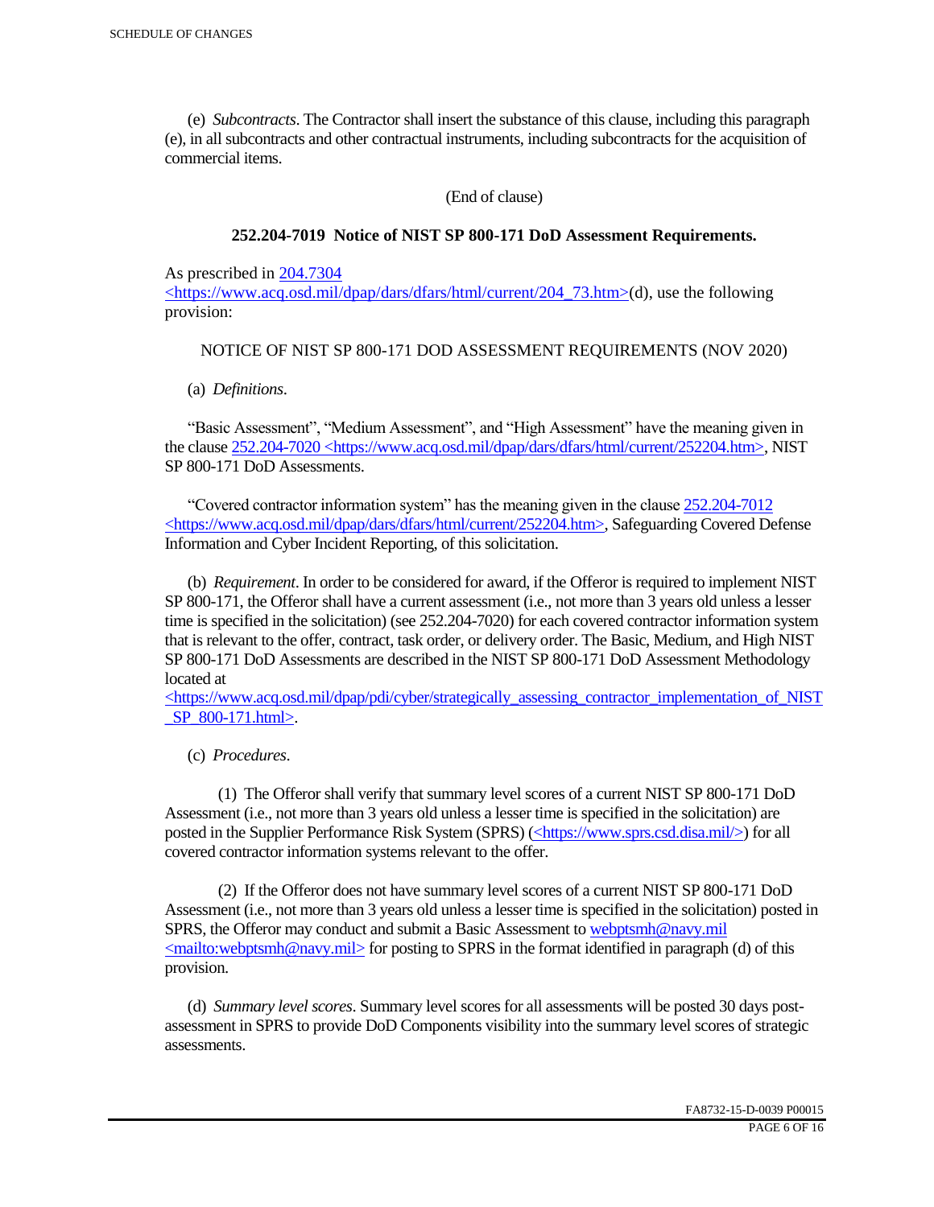(e) *Subcontracts*. The Contractor shall insert the substance of this clause, including this paragraph (e), in all subcontracts and other contractual instruments, including subcontracts for the acquisition of commercial items.

(End of clause)

**252.204-7019 Notice of NIST SP 800-171 DoD Assessment Requirements.**

As prescribed in 204.7304 <https://www.acq.osd.mil/dpap/dars/dfars/html/current/204_73.htm>(d), use the following provision:

NOTICE OF NIST SP 800-171 DOD ASSESSMENT REQUIREMENTS (NOV 2020)

(a) *Definitions*.

"Basic Assessment", "Medium Assessment", and "High Assessment" have the meaning given in the clause 252.204-7020 <https://www.acq.osd.mil/dpap/dars/dfars/html/current/252204.htm>, NIST SP 800-171 DoD Assessments.

"Covered contractor information system" has the meaning given in the clause 252.204-7012 <https://www.acq.osd.mil/dpap/dars/dfars/html/current/252204.htm>, Safeguarding Covered Defense Information and Cyber Incident Reporting, of this solicitation.

(b) *Requirement*. In order to be considered for award, if the Offeror is required to implement NIST SP 800-171, the Offeror shall have a current assessment (i.e., not more than 3 years old unless a lesser time is specified in the solicitation) (see 252.204-7020) for each covered contractor information system that is relevant to the offer, contract, task order, or delivery order. The Basic, Medium, and High NIST SP 800-171 DoD Assessments are described in the NIST SP 800-171 DoD Assessment Methodology located at <https://www.acq.osd.mil/dpap/pdi/cyber/strategically_assessing_contractor_implementation_of_NIST_SP_800-171.html>.

(c) *Procedures*.

(1) The Offeror shall verify that summary level scores of a current NIST SP 800-171 DoD Assessment (i.e., not more than 3 years old unless a lesser time is specified in the solicitation) are posted in the Supplier Performance Risk System (SPRS) (<https://www.sprs.csd.disa.mil/>) for all covered contractor information systems relevant to the offer.

(2) If the Offeror does not have summary level scores of a current NIST SP 800-171 DoD Assessment (i.e., not more than 3 years old unless a lesser time is specified in the solicitation) posted in SPRS, the Offeror may conduct and submit a Basic Assessment to webptsmh@navy.mil <mailto:webptsmh@navy.mil> for posting to SPRS in the format identified in paragraph (d) of this provision.

(d) *Summary level scores*. Summary level scores for all assessments will be posted 30 days post-assessment in SPRS to provide DoD Components visibility into the summary level scores of strategic assessments.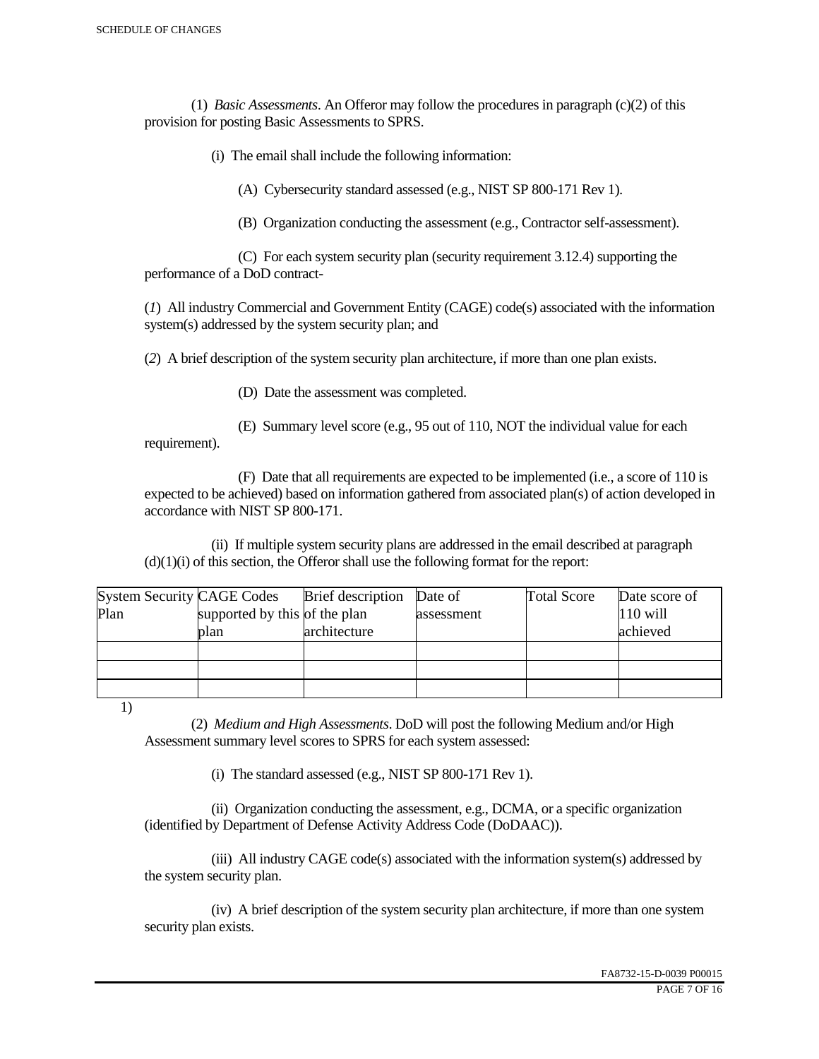(1) *Basic Assessments*. An Offeror may follow the procedures in paragraph (c)(2) of this provision for posting Basic Assessments to SPRS.

(i) The email shall include the following information:

(A) Cybersecurity standard assessed (e.g., NIST SP 800-171 Rev 1).

(B) Organization conducting the assessment (e.g., Contractor self-assessment).

(C) For each system security plan (security requirement 3.12.4) supporting the performance of a DoD contract-

(*1*) All industry Commercial and Government Entity (CAGE) code(s) associated with the information system(s) addressed by the system security plan; and

(*2*) A brief description of the system security plan architecture, if more than one plan exists.

(D) Date the assessment was completed.

(E) Summary level score (e.g., 95 out of 110, NOT the individual value for each requirement).

(F) Date that all requirements are expected to be implemented (i.e., a score of 110 is expected to be achieved) based on information gathered from associated plan(s) of action developed in accordance with NIST SP 800-171.

(ii) If multiple system security plans are addressed in the email described at paragraph (d)(1)(i) of this section, the Offeror shall use the following format for the report:

| System Security Plan | CAGE Codes supported by this plan | Brief description of the plan architecture | Date of assessment | Total Score | Date score of 110 will achieved |
|---|---|---|---|---|---|
| | | | | | |
| | | | | | |
| | | | | | |

1)

(2) *Medium and High Assessments*. DoD will post the following Medium and/or High Assessment summary level scores to SPRS for each system assessed:

(i) The standard assessed (e.g., NIST SP 800-171 Rev 1).

(ii) Organization conducting the assessment, e.g., DCMA, or a specific organization (identified by Department of Defense Activity Address Code (DoDAAC)).

(iii) All industry CAGE code(s) associated with the information system(s) addressed by the system security plan.

(iv) A brief description of the system security plan architecture, if more than one system security plan exists.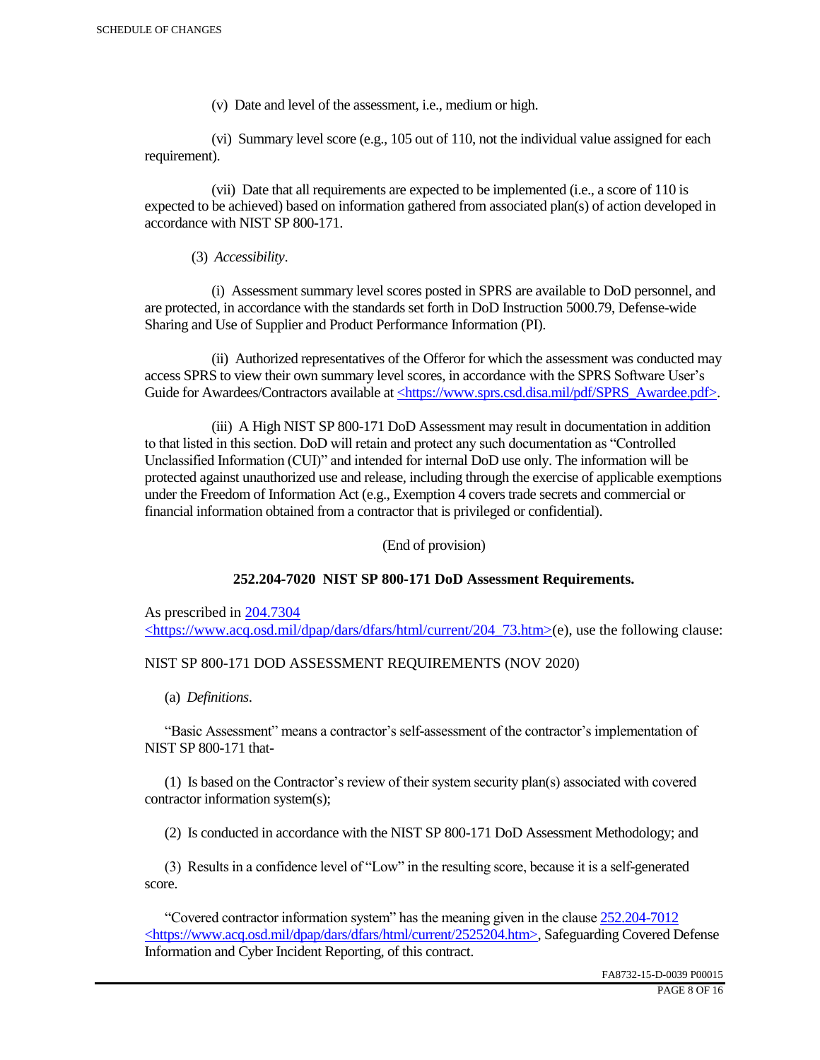(v) Date and level of the assessment, i.e., medium or high.

(vi) Summary level score (e.g., 105 out of 110, not the individual value assigned for each requirement).

(vii) Date that all requirements are expected to be implemented (i.e., a score of 110 is expected to be achieved) based on information gathered from associated plan(s) of action developed in accordance with NIST SP 800-171.

(3) *Accessibility*.

(i) Assessment summary level scores posted in SPRS are available to DoD personnel, and are protected, in accordance with the standards set forth in DoD Instruction 5000.79, Defense-wide Sharing and Use of Supplier and Product Performance Information (PI).

(ii) Authorized representatives of the Offeror for which the assessment was conducted may access SPRS to view their own summary level scores, in accordance with the SPRS Software User's Guide for Awardees/Contractors available at <https://www.sprs.csd.disa.mil/pdf/SPRS_Awardee.pdf>.

(iii) A High NIST SP 800-171 DoD Assessment may result in documentation in addition to that listed in this section. DoD will retain and protect any such documentation as "Controlled Unclassified Information (CUI)" and intended for internal DoD use only. The information will be protected against unauthorized use and release, including through the exercise of applicable exemptions under the Freedom of Information Act (e.g., Exemption 4 covers trade secrets and commercial or financial information obtained from a contractor that is privileged or confidential).

(End of provision)

**252.204-7020 NIST SP 800-171 DoD Assessment Requirements.**

As prescribed in 204.7304 <https://www.acq.osd.mil/dpap/dars/dfars/html/current/204_73.htm>(e), use the following clause:

NIST SP 800-171 DOD ASSESSMENT REQUIREMENTS (NOV 2020)

(a) *Definitions*.

"Basic Assessment" means a contractor's self-assessment of the contractor's implementation of NIST SP 800-171 that-

(1) Is based on the Contractor's review of their system security plan(s) associated with covered contractor information system(s);

(2) Is conducted in accordance with the NIST SP 800-171 DoD Assessment Methodology; and

(3) Results in a confidence level of "Low" in the resulting score, because it is a self-generated score.

"Covered contractor information system" has the meaning given in the clause 252.204-7012 <https://www.acq.osd.mil/dpap/dars/dfars/html/current/2525204.htm>, Safeguarding Covered Defense Information and Cyber Incident Reporting, of this contract.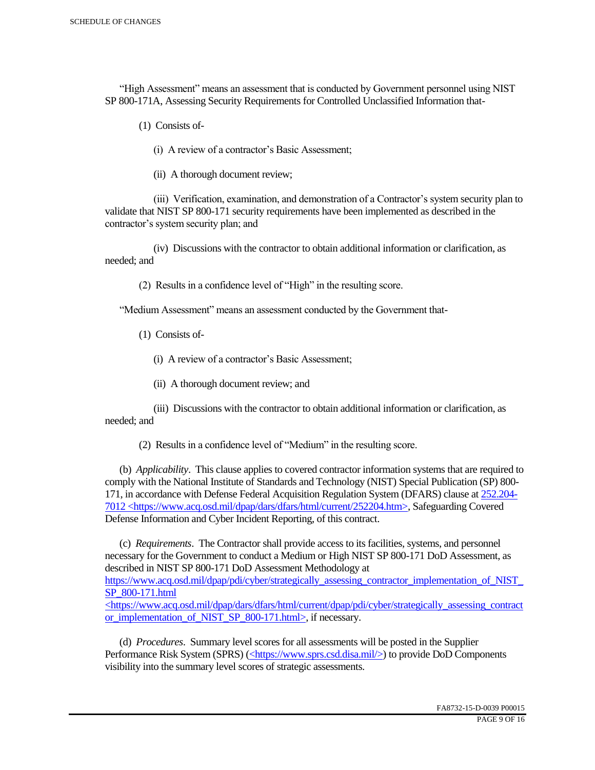"High Assessment" means an assessment that is conducted by Government personnel using NIST SP 800-171A, Assessing Security Requirements for Controlled Unclassified Information that-

(1) Consists of-

(i) A review of a contractor's Basic Assessment;

(ii) A thorough document review;

(iii) Verification, examination, and demonstration of a Contractor's system security plan to validate that NIST SP 800-171 security requirements have been implemented as described in the contractor's system security plan; and

(iv) Discussions with the contractor to obtain additional information or clarification, as needed; and

(2) Results in a confidence level of "High" in the resulting score.

"Medium Assessment" means an assessment conducted by the Government that-

(1) Consists of-

(i) A review of a contractor's Basic Assessment;

(ii) A thorough document review; and

(iii) Discussions with the contractor to obtain additional information or clarification, as needed; and

(2) Results in a confidence level of "Medium" in the resulting score.

(b) *Applicability*. This clause applies to covered contractor information systems that are required to comply with the National Institute of Standards and Technology (NIST) Special Publication (SP) 800-171, in accordance with Defense Federal Acquisition Regulation System (DFARS) clause at [252.204-7012 <https://www.acq.osd.mil/dpap/dars/dfars/html/current/252204.htm>](https://www.acq.osd.mil/dpap/dars/dfars/html/current/252204.htm), Safeguarding Covered Defense Information and Cyber Incident Reporting, of this contract.

(c) *Requirements*. The Contractor shall provide access to its facilities, systems, and personnel necessary for the Government to conduct a Medium or High NIST SP 800-171 DoD Assessment, as described in NIST SP 800-171 DoD Assessment Methodology at https://www.acq.osd.mil/dpap/pdi/cyber/strategically_assessing_contractor_implementation_of_NIST_SP_800-171.html <https://www.acq.osd.mil/dpap/dars/dfars/html/current/dpap/pdi/cyber/strategically_assessing_contractor_implementation_of_NIST_SP_800-171.html>, if necessary.

(d) *Procedures*. Summary level scores for all assessments will be posted in the Supplier Performance Risk System (SPRS) (<https://www.sprs.csd.disa.mil/>) to provide DoD Components visibility into the summary level scores of strategic assessments.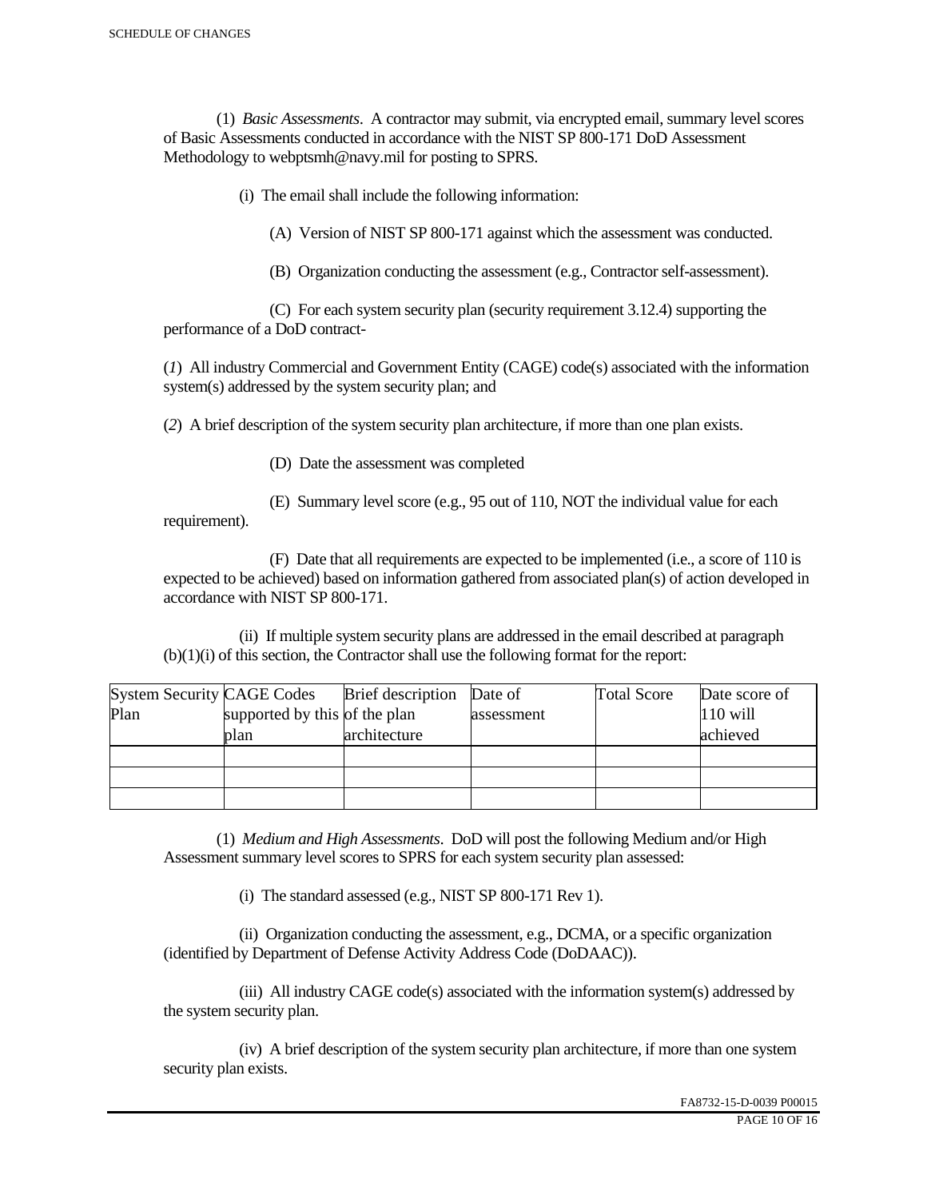(1) *Basic Assessments*. A contractor may submit, via encrypted email, summary level scores of Basic Assessments conducted in accordance with the NIST SP 800-171 DoD Assessment Methodology to webptsmh@navy.mil for posting to SPRS.

(i) The email shall include the following information:

(A) Version of NIST SP 800-171 against which the assessment was conducted.

(B) Organization conducting the assessment (e.g., Contractor self-assessment).

(C) For each system security plan (security requirement 3.12.4) supporting the performance of a DoD contract-

(*1*) All industry Commercial and Government Entity (CAGE) code(s) associated with the information system(s) addressed by the system security plan; and

(*2*) A brief description of the system security plan architecture, if more than one plan exists.

(D) Date the assessment was completed

(E) Summary level score (e.g., 95 out of 110, NOT the individual value for each requirement).

(F) Date that all requirements are expected to be implemented (i.e., a score of 110 is expected to be achieved) based on information gathered from associated plan(s) of action developed in accordance with NIST SP 800-171.

(ii) If multiple system security plans are addressed in the email described at paragraph (b)(1)(i) of this section, the Contractor shall use the following format for the report:

| System Security Plan | CAGE Codes supported by this plan | Brief description of the plan architecture | Date of assessment | Total Score | Date score of 110 will achieved |
|---|---|---|---|---|---|
| | | | | | |
| | | | | | |
| | | | | | |

(1) *Medium and High Assessments*. DoD will post the following Medium and/or High Assessment summary level scores to SPRS for each system security plan assessed:

(i) The standard assessed (e.g., NIST SP 800-171 Rev 1).

(ii) Organization conducting the assessment, e.g., DCMA, or a specific organization (identified by Department of Defense Activity Address Code (DoDAAC)).

(iii) All industry CAGE code(s) associated with the information system(s) addressed by the system security plan.

(iv) A brief description of the system security plan architecture, if more than one system security plan exists.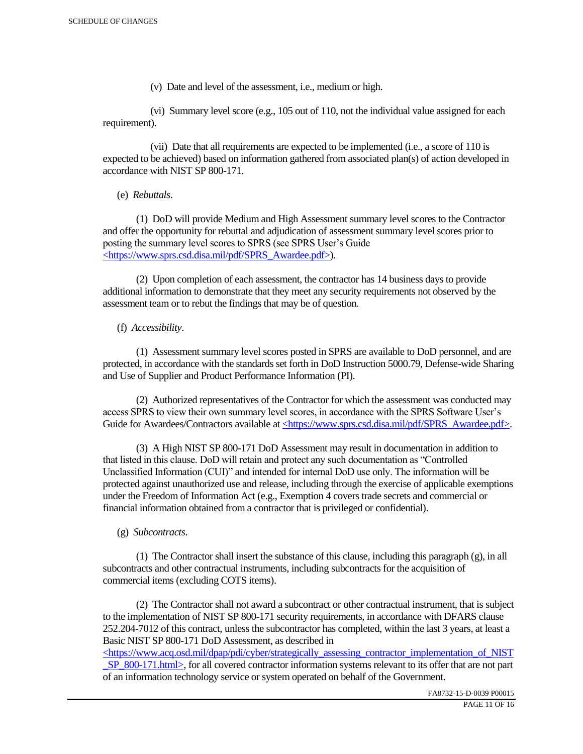(v) Date and level of the assessment, i.e., medium or high.

(vi) Summary level score (e.g., 105 out of 110, not the individual value assigned for each requirement).

(vii) Date that all requirements are expected to be implemented (i.e., a score of 110 is expected to be achieved) based on information gathered from associated plan(s) of action developed in accordance with NIST SP 800-171.

(e) *Rebuttals*.

(1) DoD will provide Medium and High Assessment summary level scores to the Contractor and offer the opportunity for rebuttal and adjudication of assessment summary level scores prior to posting the summary level scores to SPRS (see SPRS User's Guide <https://www.sprs.csd.disa.mil/pdf/SPRS_Awardee.pdf>).

(2) Upon completion of each assessment, the contractor has 14 business days to provide additional information to demonstrate that they meet any security requirements not observed by the assessment team or to rebut the findings that may be of question.

(f) *Accessibility*.

(1) Assessment summary level scores posted in SPRS are available to DoD personnel, and are protected, in accordance with the standards set forth in DoD Instruction 5000.79, Defense-wide Sharing and Use of Supplier and Product Performance Information (PI).

(2) Authorized representatives of the Contractor for which the assessment was conducted may access SPRS to view their own summary level scores, in accordance with the SPRS Software User's Guide for Awardees/Contractors available at <https://www.sprs.csd.disa.mil/pdf/SPRS_Awardee.pdf>.

(3) A High NIST SP 800-171 DoD Assessment may result in documentation in addition to that listed in this clause. DoD will retain and protect any such documentation as "Controlled Unclassified Information (CUI)" and intended for internal DoD use only. The information will be protected against unauthorized use and release, including through the exercise of applicable exemptions under the Freedom of Information Act (e.g., Exemption 4 covers trade secrets and commercial or financial information obtained from a contractor that is privileged or confidential).

(g) *Subcontracts*.

(1) The Contractor shall insert the substance of this clause, including this paragraph (g), in all subcontracts and other contractual instruments, including subcontracts for the acquisition of commercial items (excluding COTS items).

(2) The Contractor shall not award a subcontract or other contractual instrument, that is subject to the implementation of NIST SP 800-171 security requirements, in accordance with DFARS clause 252.204-7012 of this contract, unless the subcontractor has completed, within the last 3 years, at least a Basic NIST SP 800-171 DoD Assessment, as described in <https://www.acq.osd.mil/dpap/pdi/cyber/strategically_assessing_contractor_implementation_of_NIST_SP_800-171.html>, for all covered contractor information systems relevant to its offer that are not part of an information technology service or system operated on behalf of the Government.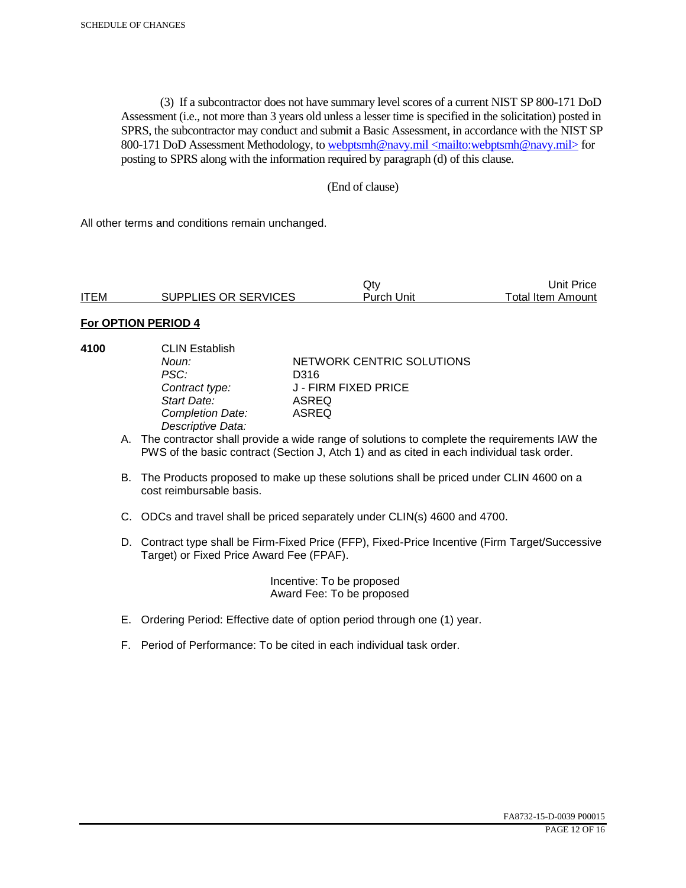(3) If a subcontractor does not have summary level scores of a current NIST SP 800-171 DoD Assessment (i.e., not more than 3 years old unless a lesser time is specified in the solicitation) posted in SPRS, the subcontractor may conduct and submit a Basic Assessment, in accordance with the NIST SP 800-171 DoD Assessment Methodology, to webptsmh@navy.mil <mailto:webptsmh@navy.mil> for posting to SPRS along with the information required by paragraph (d) of this clause.

(End of clause)

All other terms and conditions remain unchanged.

| ITEM | SUPPLIES OR SERVICES | Qty<br>Purch Unit | Unit Price<br>Total Item Amount |
|---|---|---|---|

**For OPTION PERIOD 4**

**4100** CLIN Establish

| | |
|---|---|
| *Noun:* | NETWORK CENTRIC SOLUTIONS |
| *PSC:* | D316 |
| *Contract type:* | J - FIRM FIXED PRICE |
| *Start Date:* | ASREQ |
| *Completion Date:* | ASREQ |
| *Descriptive Data:* | |

A. The contractor shall provide a wide range of solutions to complete the requirements IAW the PWS of the basic contract (Section J, Atch 1) and as cited in each individual task order.

B. The Products proposed to make up these solutions shall be priced under CLIN 4600 on a cost reimbursable basis.

C. ODCs and travel shall be priced separately under CLIN(s) 4600 and 4700.

D. Contract type shall be Firm-Fixed Price (FFP), Fixed-Price Incentive (Firm Target/Successive Target) or Fixed Price Award Fee (FPAF).

Incentive: To be proposed
Award Fee: To be proposed

E. Ordering Period: Effective date of option period through one (1) year.

F. Period of Performance: To be cited in each individual task order.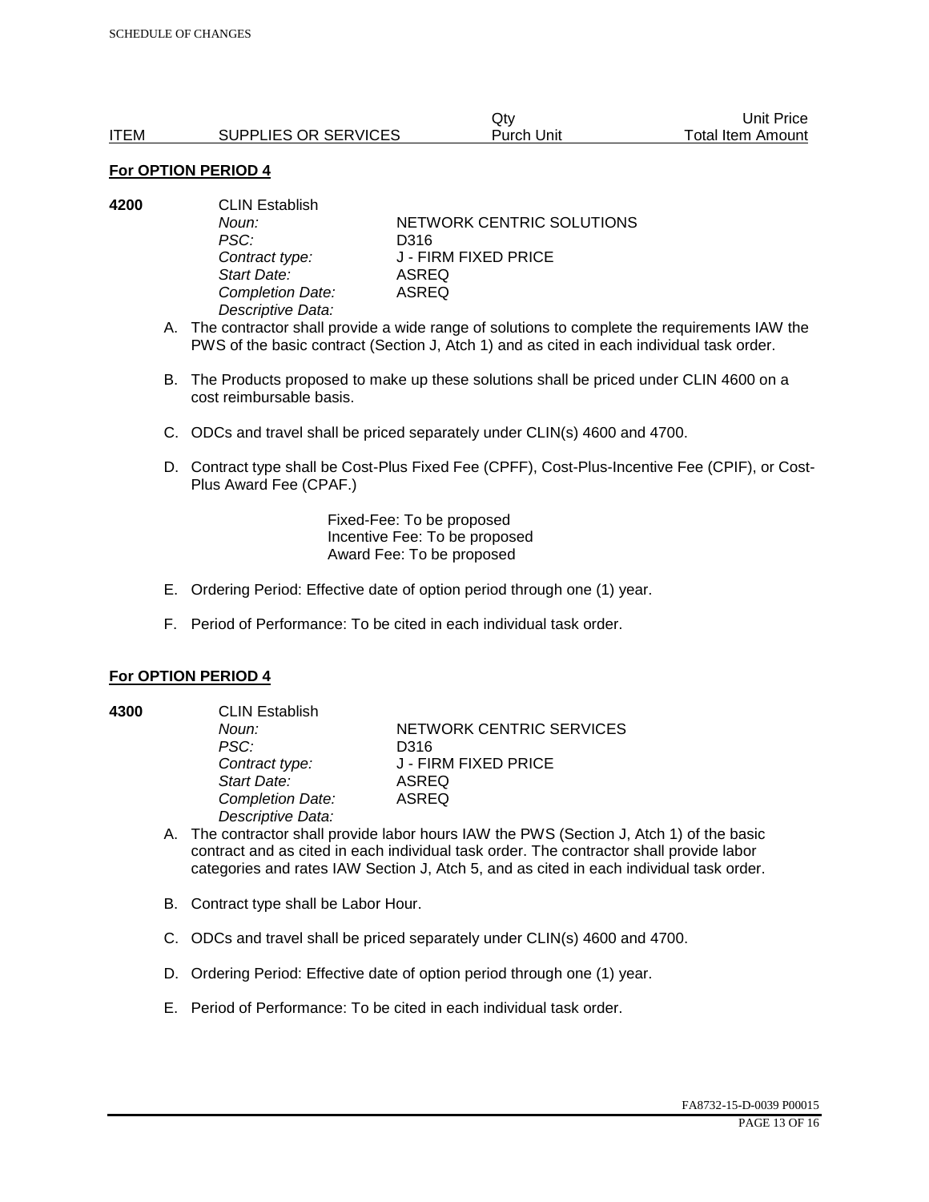| ITEM | SUPPLIES OR SERVICES | Qty Purch Unit | Unit Price Total Item Amount |
|---|---|---|---|

**For OPTION PERIOD 4**

**4200** CLIN Establish

*Noun:* NETWORK CENTRIC SOLUTIONS
*PSC:* D316
*Contract type:* J - FIRM FIXED PRICE
*Start Date:* ASREQ
*Completion Date:* ASREQ
*Descriptive Data:*

A. The contractor shall provide a wide range of solutions to complete the requirements IAW the PWS of the basic contract (Section J, Atch 1) and as cited in each individual task order.

B. The Products proposed to make up these solutions shall be priced under CLIN 4600 on a cost reimbursable basis.

C. ODCs and travel shall be priced separately under CLIN(s) 4600 and 4700.

D. Contract type shall be Cost-Plus Fixed Fee (CPFF), Cost-Plus-Incentive Fee (CPIF), or Cost-Plus Award Fee (CPAF.)

Fixed-Fee: To be proposed
Incentive Fee: To be proposed
Award Fee: To be proposed

E. Ordering Period: Effective date of option period through one (1) year.

F. Period of Performance: To be cited in each individual task order.

**For OPTION PERIOD 4**

**4300** CLIN Establish

*Noun:* NETWORK CENTRIC SERVICES
*PSC:* D316
*Contract type:* J - FIRM FIXED PRICE
*Start Date:* ASREQ
*Completion Date:* ASREQ
*Descriptive Data:*

A. The contractor shall provide labor hours IAW the PWS (Section J, Atch 1) of the basic contract and as cited in each individual task order. The contractor shall provide labor categories and rates IAW Section J, Atch 5, and as cited in each individual task order.

B. Contract type shall be Labor Hour.

C. ODCs and travel shall be priced separately under CLIN(s) 4600 and 4700.

D. Ordering Period: Effective date of option period through one (1) year.

E. Period of Performance: To be cited in each individual task order.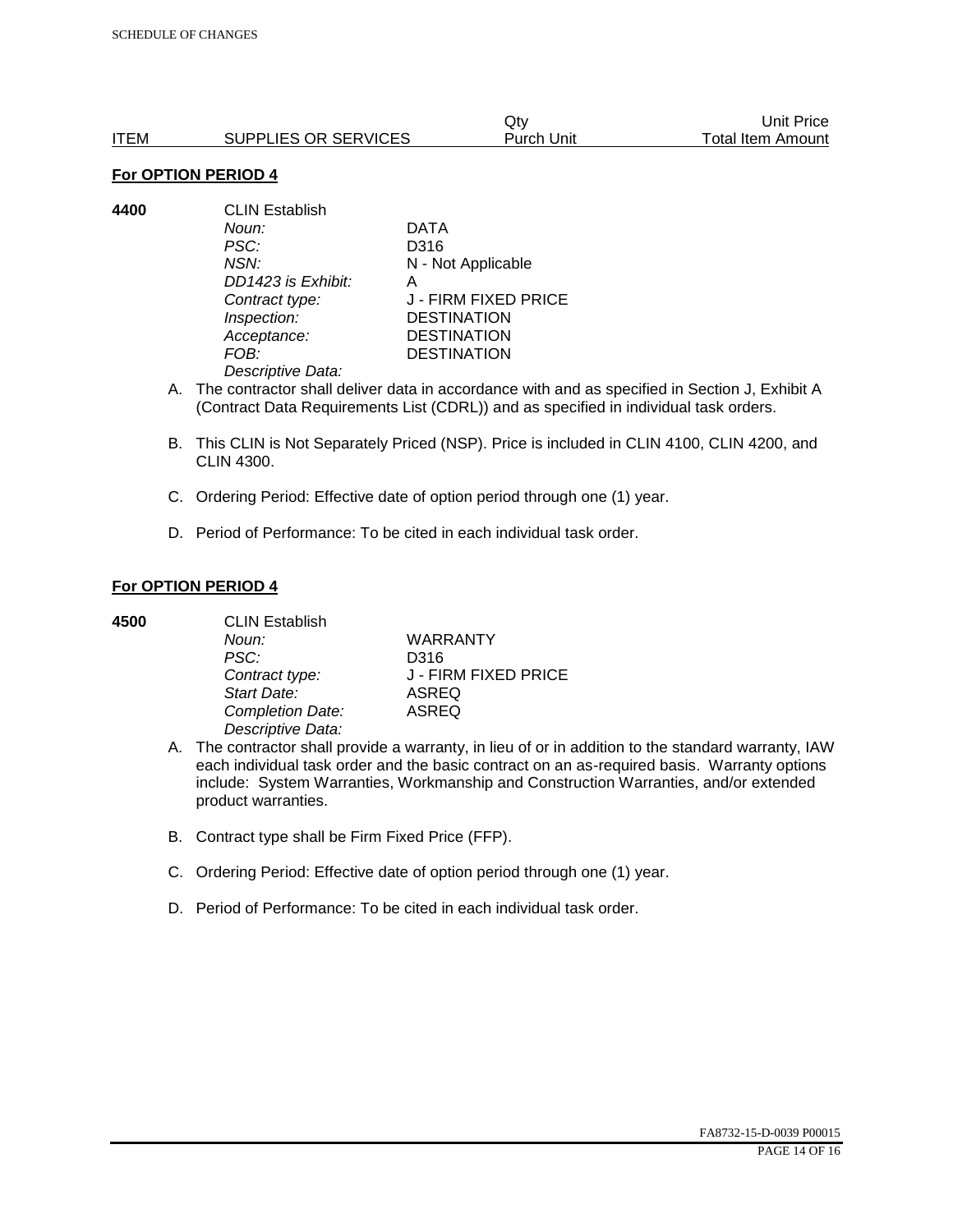| ITEM | SUPPLIES OR SERVICES | Qty<br>Purch Unit | Unit Price<br>Total Item Amount |
|---|---|---|---|

**For OPTION PERIOD 4**

**4400** CLIN Establish

| | |
|---|---|
| *Noun:* | DATA |
| *PSC:* | D316 |
| *NSN:* | N - Not Applicable |
| *DD1423 is Exhibit:* | A |
| *Contract type:* | J - FIRM FIXED PRICE |
| *Inspection:* | DESTINATION |
| *Acceptance:* | DESTINATION |
| *FOB:* | DESTINATION |

*Descriptive Data:*

A. The contractor shall deliver data in accordance with and as specified in Section J, Exhibit A (Contract Data Requirements List (CDRL)) and as specified in individual task orders.

B. This CLIN is Not Separately Priced (NSP). Price is included in CLIN 4100, CLIN 4200, and CLIN 4300.

C. Ordering Period: Effective date of option period through one (1) year.

D. Period of Performance: To be cited in each individual task order.

**For OPTION PERIOD 4**

**4500** CLIN Establish

| | |
|---|---|
| *Noun:* | WARRANTY |
| *PSC:* | D316 |
| *Contract type:* | J - FIRM FIXED PRICE |
| *Start Date:* | ASREQ |
| *Completion Date:* | ASREQ |

*Descriptive Data:*

A. The contractor shall provide a warranty, in lieu of or in addition to the standard warranty, IAW each individual task order and the basic contract on an as-required basis. Warranty options include: System Warranties, Workmanship and Construction Warranties, and/or extended product warranties.

B. Contract type shall be Firm Fixed Price (FFP).

C. Ordering Period: Effective date of option period through one (1) year.

D. Period of Performance: To be cited in each individual task order.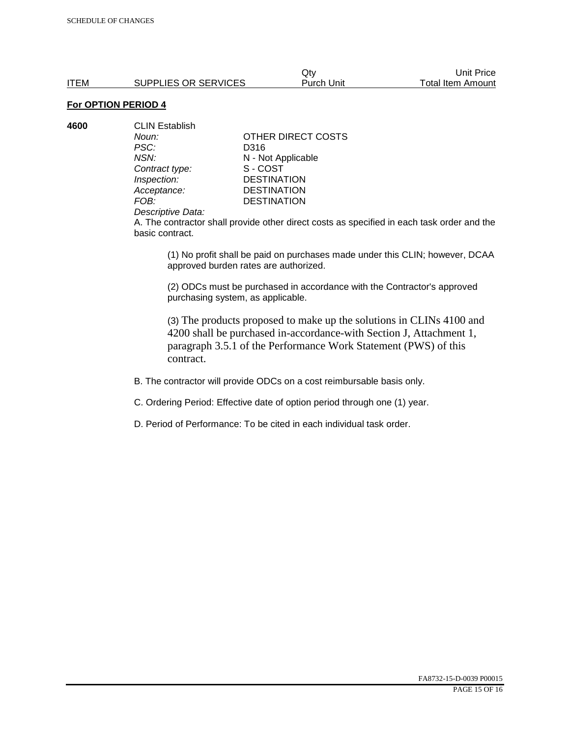| ITEM | SUPPLIES OR SERVICES | Qty<br>Purch Unit | Unit Price<br>Total Item Amount |
|---|---|---|---|

**For OPTION PERIOD 4**

**4600** CLIN Establish

| | |
|---|---|
| *Noun:* | OTHER DIRECT COSTS |
| *PSC:* | D316 |
| *NSN:* | N - Not Applicable |
| *Contract type:* | S - COST |
| *Inspection:* | DESTINATION |
| *Acceptance:* | DESTINATION |
| *FOB:* | DESTINATION |

*Descriptive Data:*

A. The contractor shall provide other direct costs as specified in each task order and the basic contract.

(1) No profit shall be paid on purchases made under this CLIN; however, DCAA approved burden rates are authorized.

(2) ODCs must be purchased in accordance with the Contractor's approved purchasing system, as applicable.

(3) The products proposed to make up the solutions in CLINs 4100 and 4200 shall be purchased in-accordance-with Section J, Attachment 1, paragraph 3.5.1 of the Performance Work Statement (PWS) of this contract.

B. The contractor will provide ODCs on a cost reimbursable basis only.

C. Ordering Period: Effective date of option period through one (1) year.

D. Period of Performance: To be cited in each individual task order.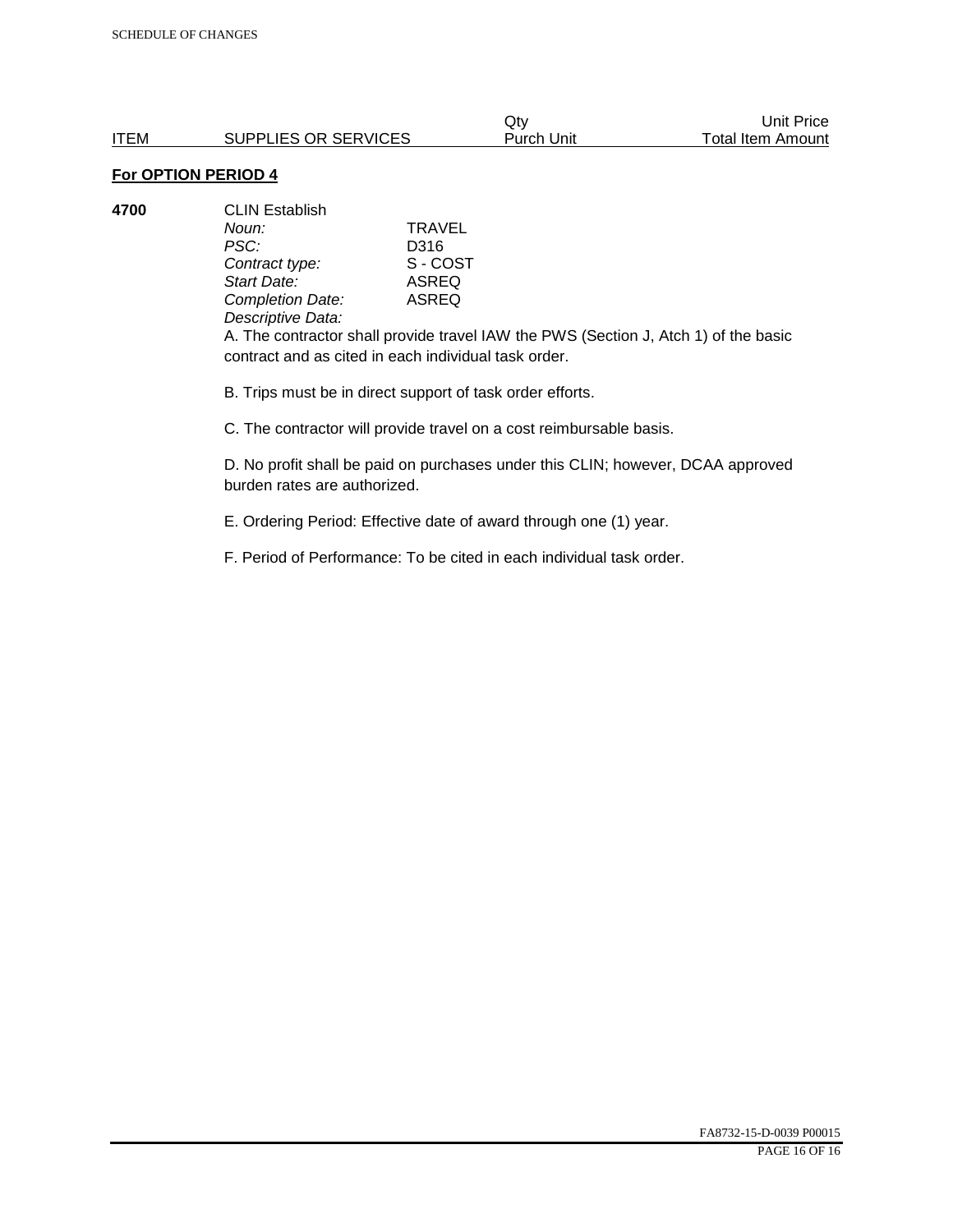| ITEM | SUPPLIES OR SERVICES | Qty Purch Unit | Unit Price Total Item Amount |
|---|---|---|---|

**For OPTION PERIOD 4**

**4700** CLIN Establish

*Noun:* TRAVEL
*PSC:* D316
*Contract type:* S - COST
*Start Date:* ASREQ
*Completion Date:* ASREQ
*Descriptive Data:*

A. The contractor shall provide travel IAW the PWS (Section J, Atch 1) of the basic contract and as cited in each individual task order.

B. Trips must be in direct support of task order efforts.

C. The contractor will provide travel on a cost reimbursable basis.

D. No profit shall be paid on purchases under this CLIN; however, DCAA approved burden rates are authorized.

E. Ordering Period: Effective date of award through one (1) year.

F. Period of Performance: To be cited in each individual task order.